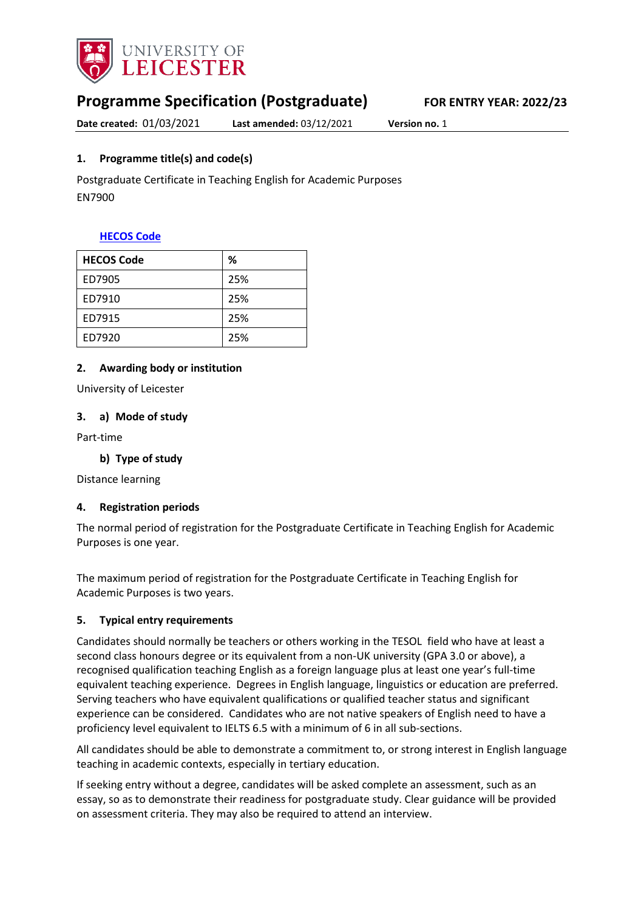# Programme Specification (Postgraduate)

**FOR ENTRY YEAR: 2022/23**

**Date created:** 01/03/2021 **Last amended:** 03/12/2021 **Version no.** 1

## 1. Programme title(s) and code(s)

Postgraduate Certificate in Teaching English for Academic Purposes
EN7900

**HECOS Code**

| HECOS Code | % |
|---|---|
| ED7905 | 25% |
| ED7910 | 25% |
| ED7915 | 25% |
| ED7920 | 25% |

## 2. Awarding body or institution

University of Leicester

## 3. a) Mode of study

Part-time

### b) Type of study

Distance learning

## 4. Registration periods

The normal period of registration for the Postgraduate Certificate in Teaching English for Academic Purposes is one year.

The maximum period of registration for the Postgraduate Certificate in Teaching English for Academic Purposes is two years.

## 5. Typical entry requirements

Candidates should normally be teachers or others working in the TESOL field who have at least a second class honours degree or its equivalent from a non-UK university (GPA 3.0 or above), a recognised qualification teaching English as a foreign language plus at least one year's full-time equivalent teaching experience. Degrees in English language, linguistics or education are preferred. Serving teachers who have equivalent qualifications or qualified teacher status and significant experience can be considered. Candidates who are not native speakers of English need to have a proficiency level equivalent to IELTS 6.5 with a minimum of 6 in all sub-sections.

All candidates should be able to demonstrate a commitment to, or strong interest in English language teaching in academic contexts, especially in tertiary education.

If seeking entry without a degree, candidates will be asked complete an assessment, such as an essay, so as to demonstrate their readiness for postgraduate study. Clear guidance will be provided on assessment criteria. They may also be required to attend an interview.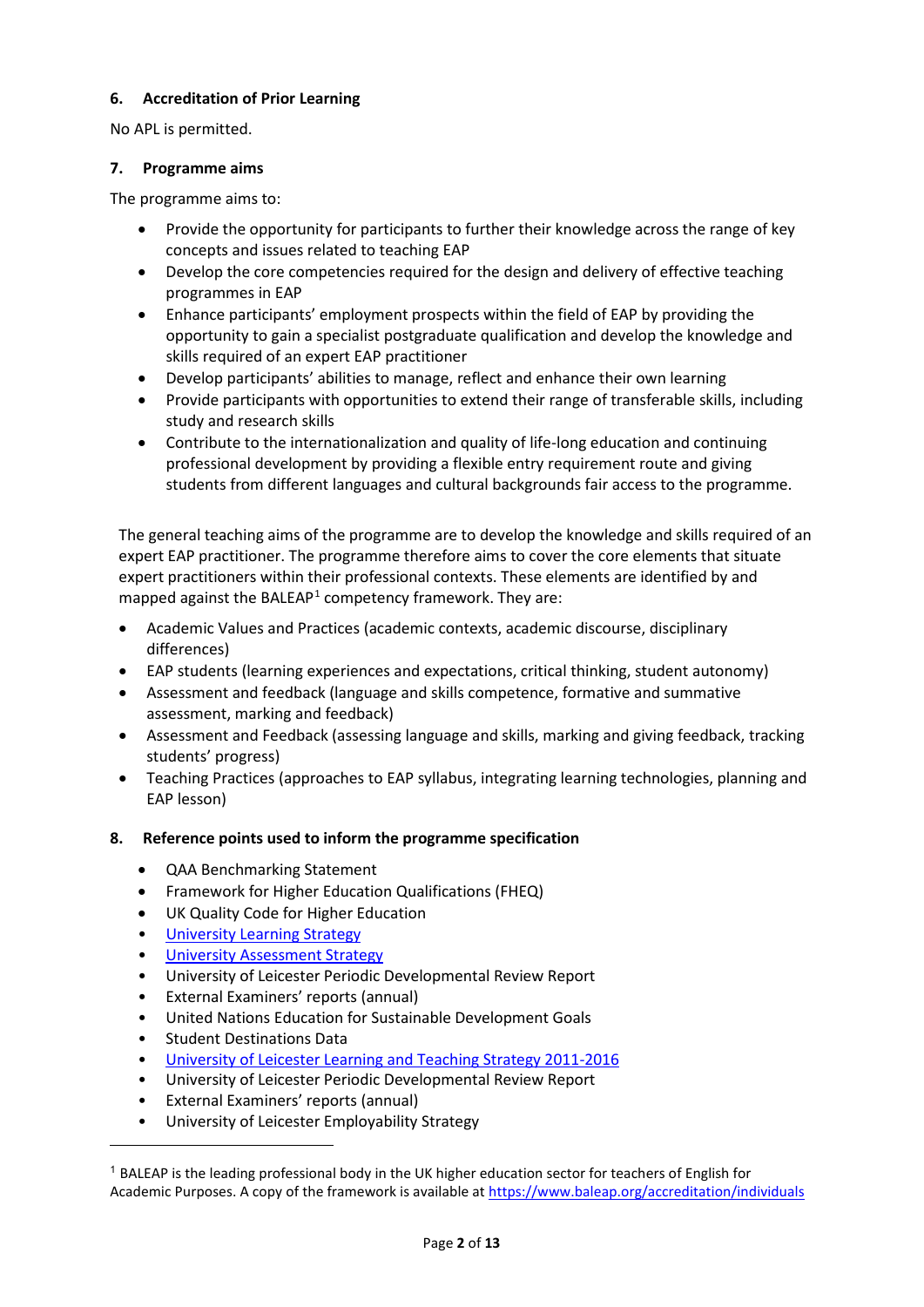### 6. Accreditation of Prior Learning

No APL is permitted.

### 7. Programme aims

The programme aims to:

- Provide the opportunity for participants to further their knowledge across the range of key concepts and issues related to teaching EAP
- Develop the core competencies required for the design and delivery of effective teaching programmes in EAP
- Enhance participants' employment prospects within the field of EAP by providing the opportunity to gain a specialist postgraduate qualification and develop the knowledge and skills required of an expert EAP practitioner
- Develop participants' abilities to manage, reflect and enhance their own learning
- Provide participants with opportunities to extend their range of transferable skills, including study and research skills
- Contribute to the internationalization and quality of life-long education and continuing professional development by providing a flexible entry requirement route and giving students from different languages and cultural backgrounds fair access to the programme.

The general teaching aims of the programme are to develop the knowledge and skills required of an expert EAP practitioner. The programme therefore aims to cover the core elements that situate expert practitioners within their professional contexts. These elements are identified by and mapped against the BALEAP[1] competency framework. They are:

- Academic Values and Practices (academic contexts, academic discourse, disciplinary differences)
- EAP students (learning experiences and expectations, critical thinking, student autonomy)
- Assessment and feedback (language and skills competence, formative and summative assessment, marking and feedback)
- Assessment and Feedback (assessing language and skills, marking and giving feedback, tracking students' progress)
- Teaching Practices (approaches to EAP syllabus, integrating learning technologies, planning and EAP lesson)

### 8. Reference points used to inform the programme specification

- QAA Benchmarking Statement
- Framework for Higher Education Qualifications (FHEQ)
- UK Quality Code for Higher Education
- University Learning Strategy
- University Assessment Strategy
- University of Leicester Periodic Developmental Review Report
- External Examiners' reports (annual)
- United Nations Education for Sustainable Development Goals
- Student Destinations Data
- University of Leicester Learning and Teaching Strategy 2011-2016
- University of Leicester Periodic Developmental Review Report
- External Examiners' reports (annual)
- University of Leicester Employability Strategy

[1] BALEAP is the leading professional body in the UK higher education sector for teachers of English for Academic Purposes. A copy of the framework is available at https://www.baleap.org/accreditation/individuals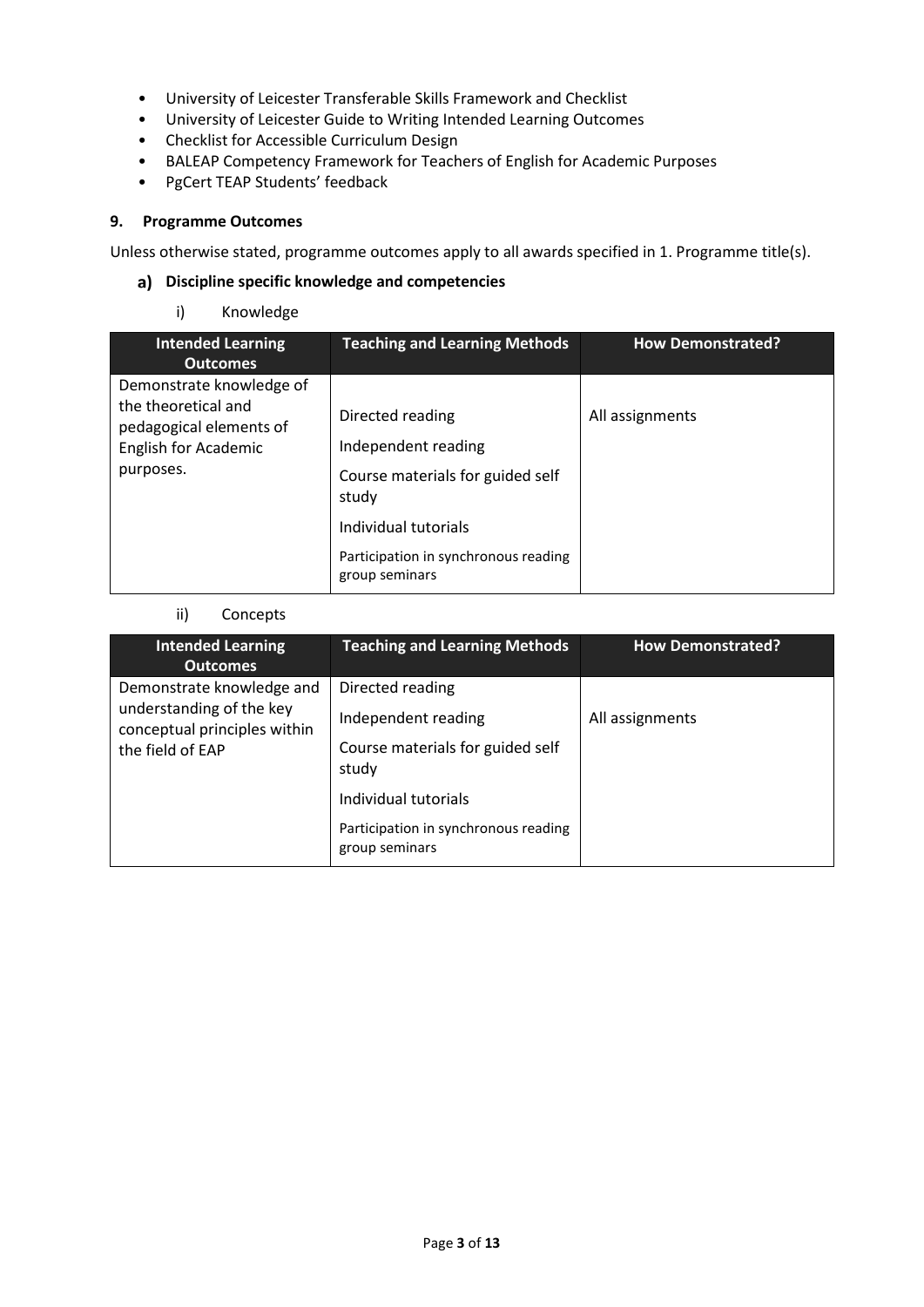- University of Leicester Transferable Skills Framework and Checklist
- University of Leicester Guide to Writing Intended Learning Outcomes
- Checklist for Accessible Curriculum Design
- BALEAP Competency Framework for Teachers of English for Academic Purposes
- PgCert TEAP Students' feedback

## 9. Programme Outcomes

Unless otherwise stated, programme outcomes apply to all awards specified in 1. Programme title(s).

### a) Discipline specific knowledge and competencies

i) Knowledge

| Intended Learning Outcomes | Teaching and Learning Methods | How Demonstrated? |
|---|---|---|
| Demonstrate knowledge of the theoretical and pedagogical elements of English for Academic purposes. | Directed reading<br>Independent reading<br>Course materials for guided self study<br>Individual tutorials<br>Participation in synchronous reading group seminars | All assignments |

ii) Concepts

| Intended Learning Outcomes | Teaching and Learning Methods | How Demonstrated? |
|---|---|---|
| Demonstrate knowledge and understanding of the key conceptual principles within the field of EAP | Directed reading<br>Independent reading<br>Course materials for guided self study<br>Individual tutorials<br>Participation in synchronous reading group seminars | All assignments |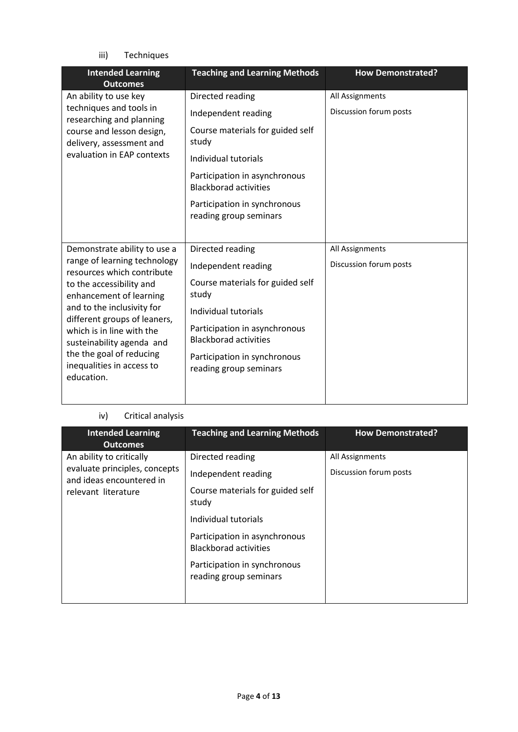iii) Techniques

| Intended Learning Outcomes | Teaching and Learning Methods | How Demonstrated? |
|---|---|---|
| An ability to use key techniques and tools in researching and planning course and lesson design, delivery, assessment and evaluation in EAP contexts | Directed reading<br>Independent reading<br>Course materials for guided self study<br>Individual tutorials<br>Participation in asynchronous Blackborad activities<br>Participation in synchronous reading group seminars | All Assignments<br>Discussion forum posts |
| Demonstrate ability to use a range of learning technology resources which contribute to the accessibility and enhancement of learning and to the inclusivity for different groups of leaners, which is in line with the susteinability agenda and the the goal of reducing inequalities in access to education. | Directed reading<br>Independent reading<br>Course materials for guided self study<br>Individual tutorials<br>Participation in asynchronous Blackborad activities<br>Participation in synchronous reading group seminars | All Assignments<br>Discussion forum posts |

iv) Critical analysis

| Intended Learning Outcomes | Teaching and Learning Methods | How Demonstrated? |
|---|---|---|
| An ability to critically evaluate principles, concepts and ideas encountered in relevant literature | Directed reading<br>Independent reading<br>Course materials for guided self study<br>Individual tutorials<br>Participation in asynchronous Blackborad activities<br>Participation in synchronous reading group seminars | All Assignments<br>Discussion forum posts |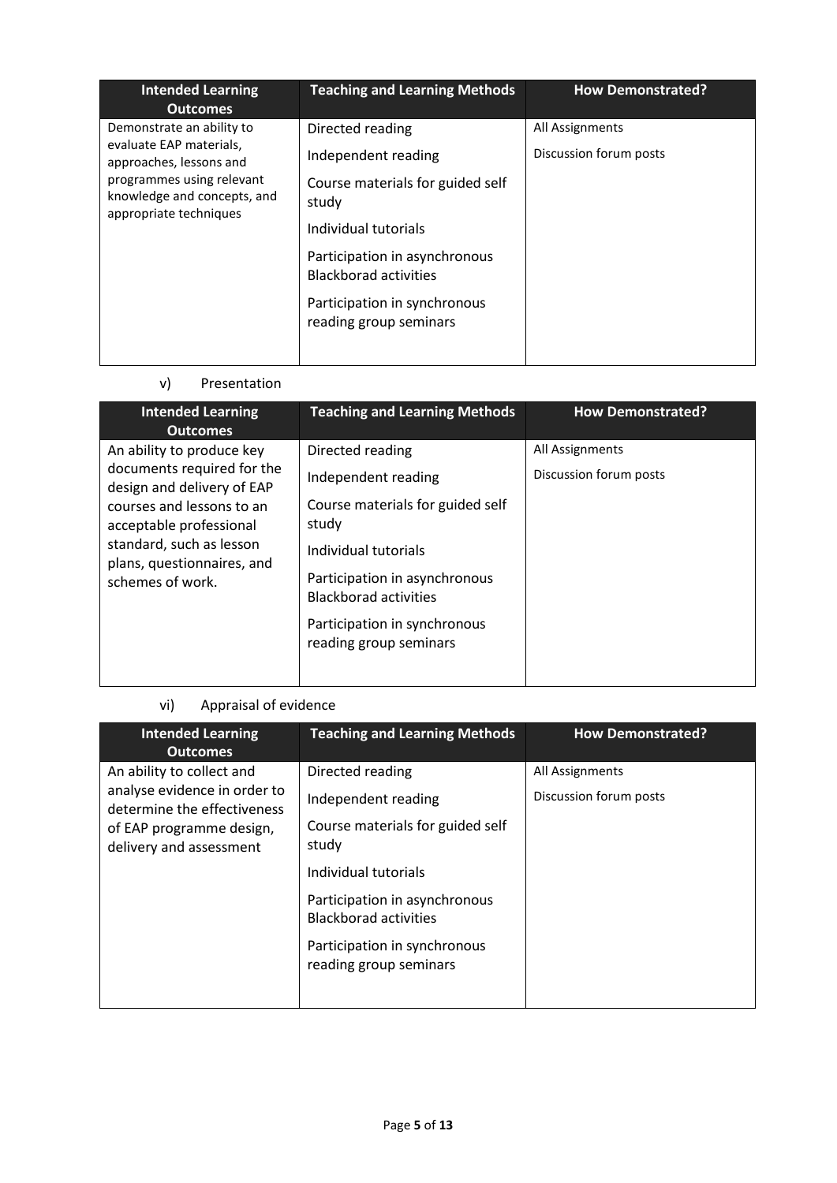| Intended Learning Outcomes | Teaching and Learning Methods | How Demonstrated? |
| --- | --- | --- |
| Demonstrate an ability to evaluate EAP materials, approaches, lessons and programmes using relevant knowledge and concepts, and appropriate techniques | Directed reading<br>Independent reading<br>Course materials for guided self study<br>Individual tutorials<br>Participation in asynchronous Blackborad activities<br>Participation in synchronous reading group seminars | All Assignments<br>Discussion forum posts |

v) Presentation

| Intended Learning Outcomes | Teaching and Learning Methods | How Demonstrated? |
| --- | --- | --- |
| An ability to produce key documents required for the design and delivery of EAP courses and lessons to an acceptable professional standard, such as lesson plans, questionnaires, and schemes of work. | Directed reading<br>Independent reading<br>Course materials for guided self study<br>Individual tutorials<br>Participation in asynchronous Blackborad activities<br>Participation in synchronous reading group seminars | All Assignments<br>Discussion forum posts |

vi) Appraisal of evidence

| Intended Learning Outcomes | Teaching and Learning Methods | How Demonstrated? |
| --- | --- | --- |
| An ability to collect and analyse evidence in order to determine the effectiveness of EAP programme design, delivery and assessment | Directed reading<br>Independent reading<br>Course materials for guided self study<br>Individual tutorials<br>Participation in asynchronous Blackborad activities<br>Participation in synchronous reading group seminars | All Assignments<br>Discussion forum posts |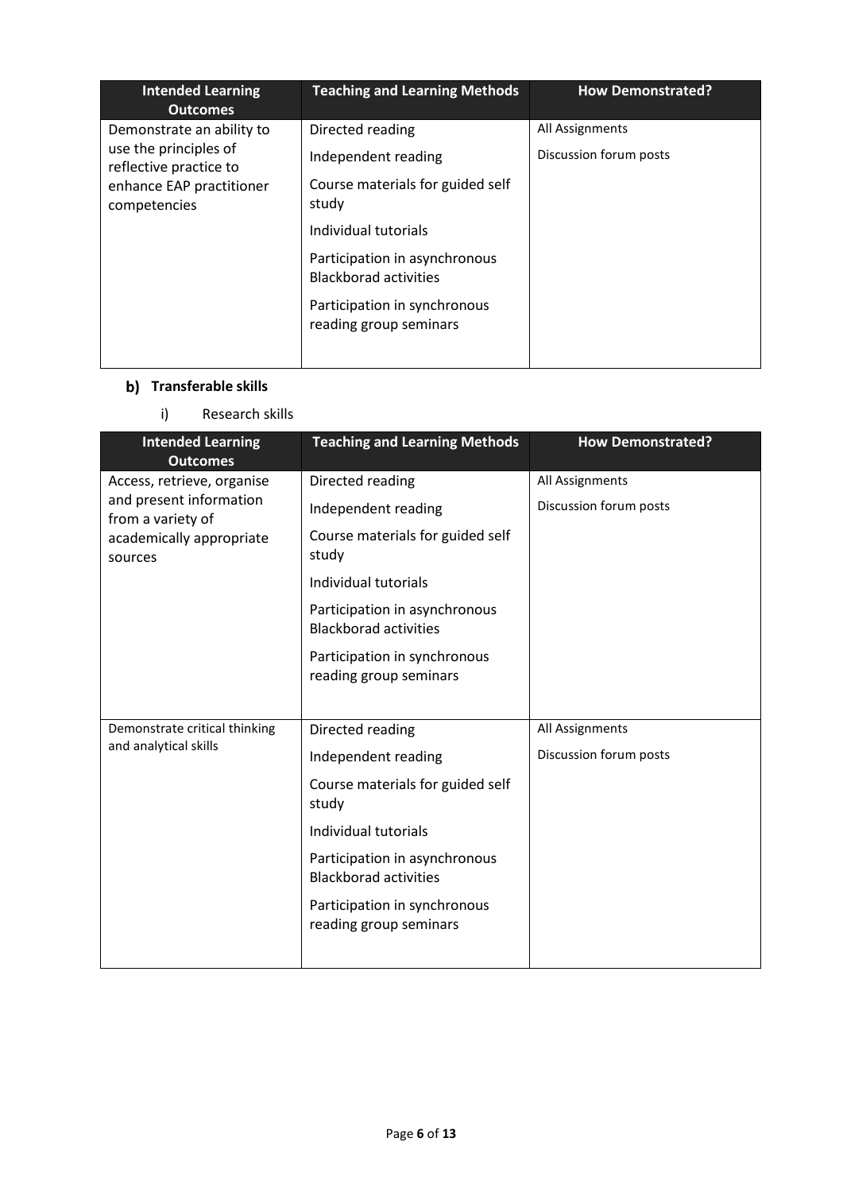| Intended Learning Outcomes | Teaching and Learning Methods | How Demonstrated? |
|---|---|---|
| Demonstrate an ability to use the principles of reflective practice to enhance EAP practitioner competencies | Directed reading<br>Independent reading<br>Course materials for guided self study<br>Individual tutorials<br>Participation in asynchronous Blackborad activities<br>Participation in synchronous reading group seminars | All Assignments<br>Discussion forum posts |

## b) Transferable skills

i) Research skills

| Intended Learning Outcomes | Teaching and Learning Methods | How Demonstrated? |
|---|---|---|
| Access, retrieve, organise and present information from a variety of academically appropriate sources | Directed reading<br>Independent reading<br>Course materials for guided self study<br>Individual tutorials<br>Participation in asynchronous Blackborad activities<br>Participation in synchronous reading group seminars | All Assignments<br>Discussion forum posts |
| Demonstrate critical thinking and analytical skills | Directed reading<br>Independent reading<br>Course materials for guided self study<br>Individual tutorials<br>Participation in asynchronous Blackborad activities<br>Participation in synchronous reading group seminars | All Assignments<br>Discussion forum posts |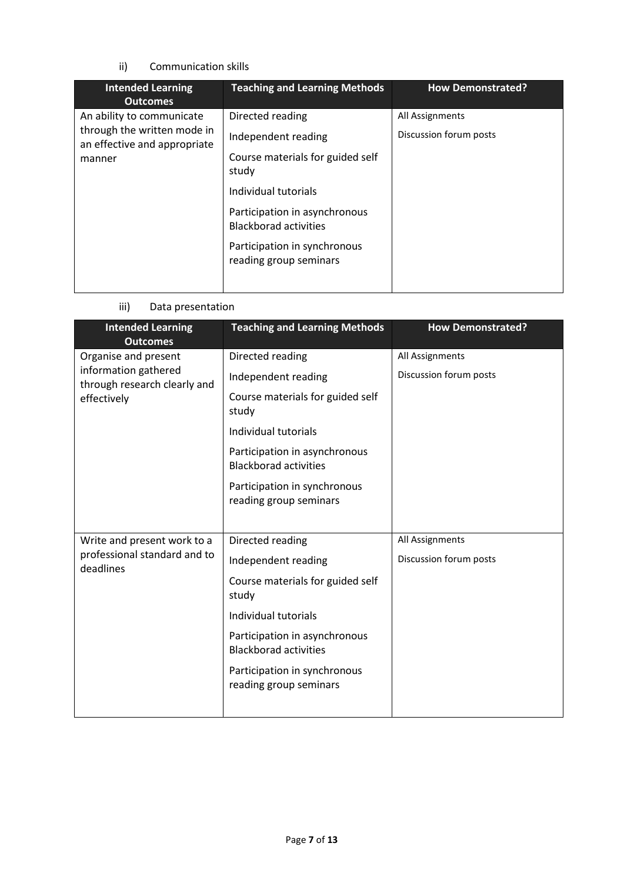ii) Communication skills

| Intended Learning Outcomes | Teaching and Learning Methods | How Demonstrated? |
|---|---|---|
| An ability to communicate through the written mode in an effective and appropriate manner | Directed reading<br>Independent reading<br>Course materials for guided self study<br>Individual tutorials<br>Participation in asynchronous Blackborad activities<br>Participation in synchronous reading group seminars | All Assignments<br>Discussion forum posts |

iii) Data presentation

| Intended Learning Outcomes | Teaching and Learning Methods | How Demonstrated? |
|---|---|---|
| Organise and present information gathered through research clearly and effectively | Directed reading<br>Independent reading<br>Course materials for guided self study<br>Individual tutorials<br>Participation in asynchronous Blackborad activities<br>Participation in synchronous reading group seminars | All Assignments<br>Discussion forum posts |
| Write and present work to a professional standard and to deadlines | Directed reading<br>Independent reading<br>Course materials for guided self study<br>Individual tutorials<br>Participation in asynchronous Blackborad activities<br>Participation in synchronous reading group seminars | All Assignments<br>Discussion forum posts |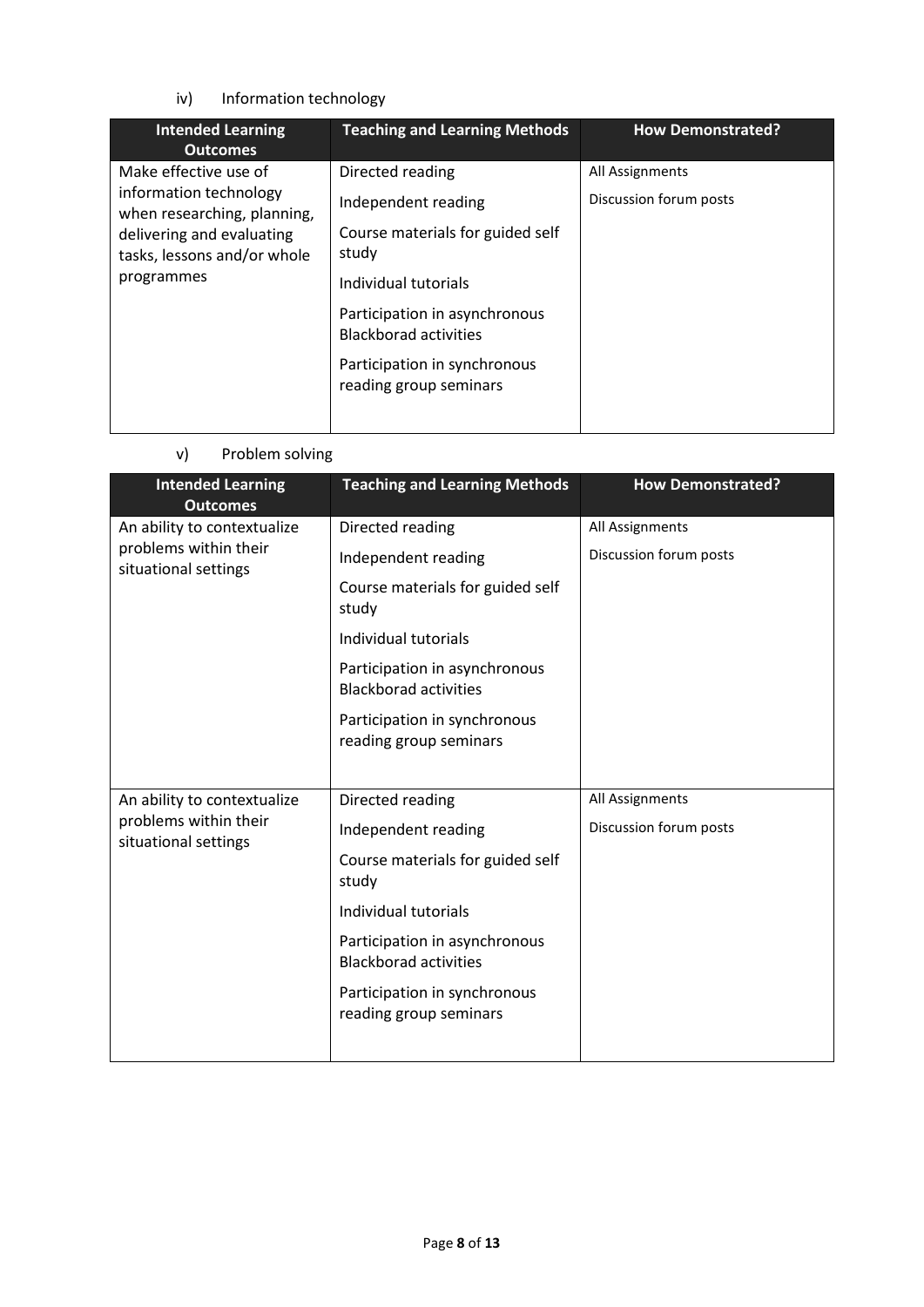iv) Information technology

| Intended Learning Outcomes | Teaching and Learning Methods | How Demonstrated? |
|---|---|---|
| Make effective use of information technology when researching, planning, delivering and evaluating tasks, lessons and/or whole programmes | Directed reading<br><br>Independent reading<br><br>Course materials for guided self study<br><br>Individual tutorials<br><br>Participation in asynchronous Blackborad activities<br><br>Participation in synchronous reading group seminars | All Assignments<br><br>Discussion forum posts |

v) Problem solving

| Intended Learning Outcomes | Teaching and Learning Methods | How Demonstrated? |
|---|---|---|
| An ability to contextualize problems within their situational settings | Directed reading<br><br>Independent reading<br><br>Course materials for guided self study<br><br>Individual tutorials<br><br>Participation in asynchronous Blackborad activities<br><br>Participation in synchronous reading group seminars | All Assignments<br><br>Discussion forum posts |
| An ability to contextualize problems within their situational settings | Directed reading<br><br>Independent reading<br><br>Course materials for guided self study<br><br>Individual tutorials<br><br>Participation in asynchronous Blackborad activities<br><br>Participation in synchronous reading group seminars | All Assignments<br><br>Discussion forum posts |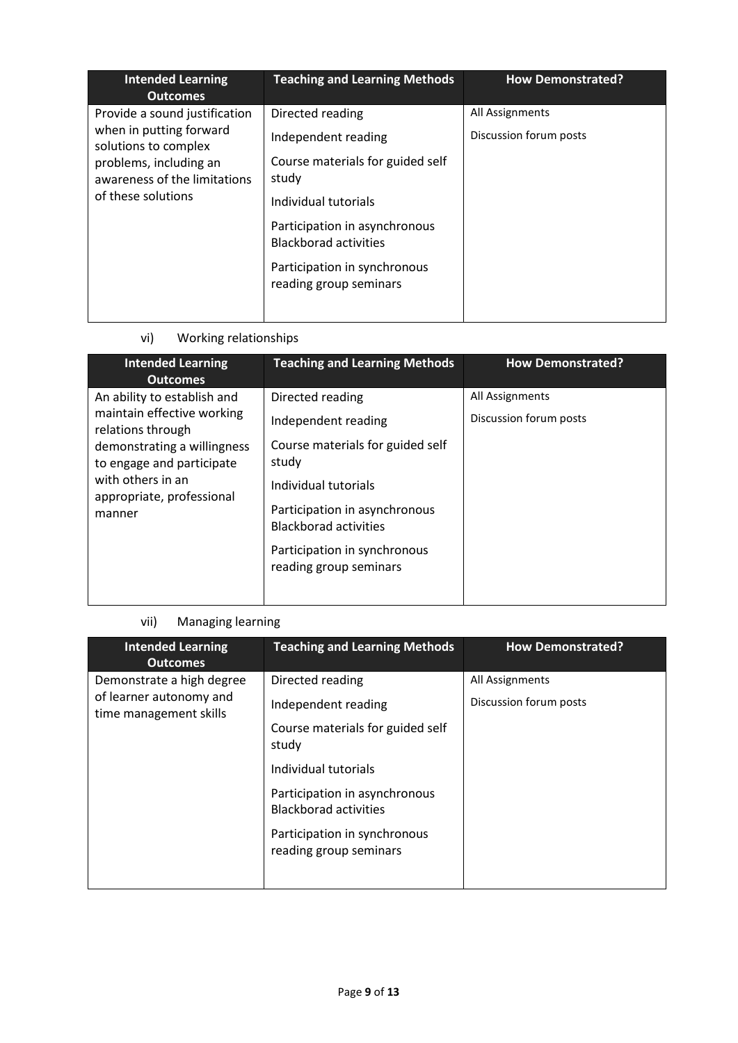| Intended Learning Outcomes | Teaching and Learning Methods | How Demonstrated? |
|---|---|---|
| Provide a sound justification when in putting forward solutions to complex problems, including an awareness of the limitations of these solutions | Directed reading<br>Independent reading<br>Course materials for guided self study<br>Individual tutorials<br>Participation in asynchronous Blackborad activities<br>Participation in synchronous reading group seminars | All Assignments<br>Discussion forum posts |

vi) Working relationships

| Intended Learning Outcomes | Teaching and Learning Methods | How Demonstrated? |
|---|---|---|
| An ability to establish and maintain effective working relations through demonstrating a willingness to engage and participate with others in an appropriate, professional manner | Directed reading<br>Independent reading<br>Course materials for guided self study<br>Individual tutorials<br>Participation in asynchronous Blackborad activities<br>Participation in synchronous reading group seminars | All Assignments<br>Discussion forum posts |

vii) Managing learning

| Intended Learning Outcomes | Teaching and Learning Methods | How Demonstrated? |
|---|---|---|
| Demonstrate a high degree of learner autonomy and time management skills | Directed reading<br>Independent reading<br>Course materials for guided self study<br>Individual tutorials<br>Participation in asynchronous Blackborad activities<br>Participation in synchronous reading group seminars | All Assignments<br>Discussion forum posts |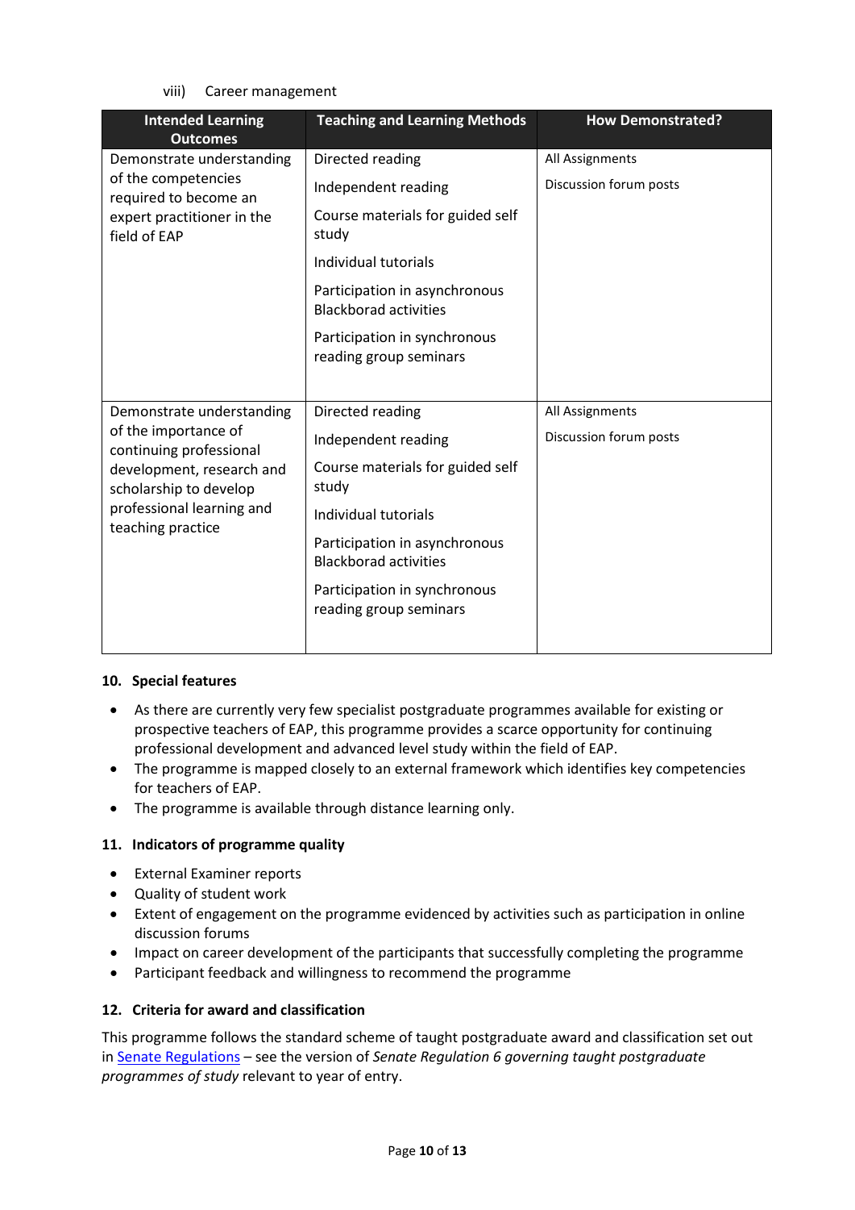viii) Career management

| Intended Learning Outcomes | Teaching and Learning Methods | How Demonstrated? |
|---|---|---|
| Demonstrate understanding of the competencies required to become an expert practitioner in the field of EAP | Directed reading<br>Independent reading<br>Course materials for guided self study<br>Individual tutorials<br>Participation in asynchronous Blackborad activities<br>Participation in synchronous reading group seminars | All Assignments<br>Discussion forum posts |
| Demonstrate understanding of the importance of continuing professional development, research and scholarship to develop professional learning and teaching practice | Directed reading<br>Independent reading<br>Course materials for guided self study<br>Individual tutorials<br>Participation in asynchronous Blackborad activities<br>Participation in synchronous reading group seminars | All Assignments<br>Discussion forum posts |

## 10. Special features

- As there are currently very few specialist postgraduate programmes available for existing or prospective teachers of EAP, this programme provides a scarce opportunity for continuing professional development and advanced level study within the field of EAP.
- The programme is mapped closely to an external framework which identifies key competencies for teachers of EAP.
- The programme is available through distance learning only.

## 11. Indicators of programme quality

- External Examiner reports
- Quality of student work
- Extent of engagement on the programme evidenced by activities such as participation in online discussion forums
- Impact on career development of the participants that successfully completing the programme
- Participant feedback and willingness to recommend the programme

## 12. Criteria for award and classification

This programme follows the standard scheme of taught postgraduate award and classification set out in Senate Regulations – see the version of *Senate Regulation 6 governing taught postgraduate programmes of study* relevant to year of entry.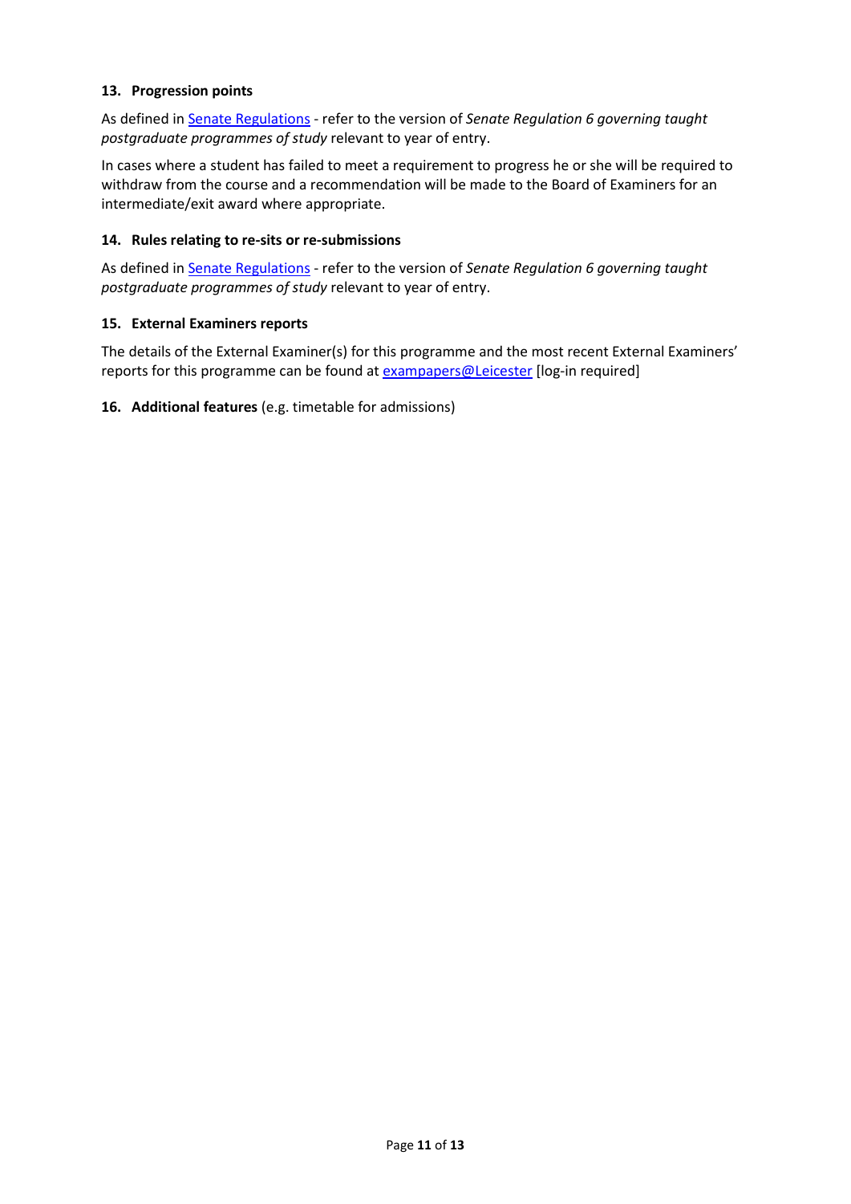### 13. Progression points

As defined in Senate Regulations - refer to the version of *Senate Regulation 6 governing taught postgraduate programmes of study* relevant to year of entry.

In cases where a student has failed to meet a requirement to progress he or she will be required to withdraw from the course and a recommendation will be made to the Board of Examiners for an intermediate/exit award where appropriate.

### 14. Rules relating to re-sits or re-submissions

As defined in Senate Regulations - refer to the version of *Senate Regulation 6 governing taught postgraduate programmes of study* relevant to year of entry.

### 15. External Examiners reports

The details of the External Examiner(s) for this programme and the most recent External Examiners' reports for this programme can be found at exampapers@Leicester [log-in required]

### 16. Additional features (e.g. timetable for admissions)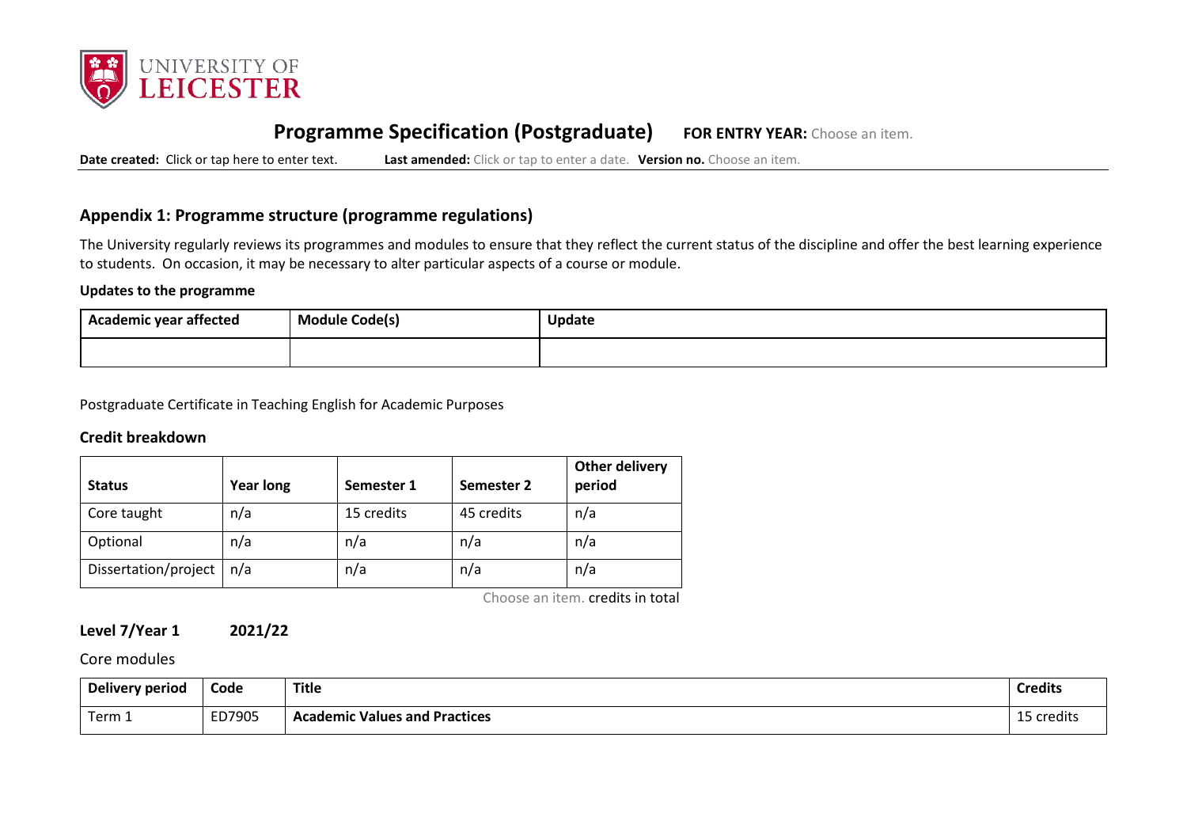# Programme Specification (Postgraduate) **FOR ENTRY YEAR:** Choose an item.

**Date created:** Click or tap here to enter text. **Last amended:** Click or tap to enter a date. **Version no.** Choose an item.

## Appendix 1: Programme structure (programme regulations)

The University regularly reviews its programmes and modules to ensure that they reflect the current status of the discipline and offer the best learning experience to students. On occasion, it may be necessary to alter particular aspects of a course or module.

### Updates to the programme

| Academic year affected | Module Code(s) | Update |
|---|---|---|
| | | |

Postgraduate Certificate in Teaching English for Academic Purposes

### Credit breakdown

| Status | Year long | Semester 1 | Semester 2 | Other delivery period |
|---|---|---|---|---|
| Core taught | n/a | 15 credits | 45 credits | n/a |
| Optional | n/a | n/a | n/a | n/a |
| Dissertation/project | n/a | n/a | n/a | n/a |

Choose an item. credits in total

### Level 7/Year 1 2021/22

Core modules

| Delivery period | Code | Title | Credits |
|---|---|---|---|
| Term 1 | ED7905 | **Academic Values and Practices** | 15 credits |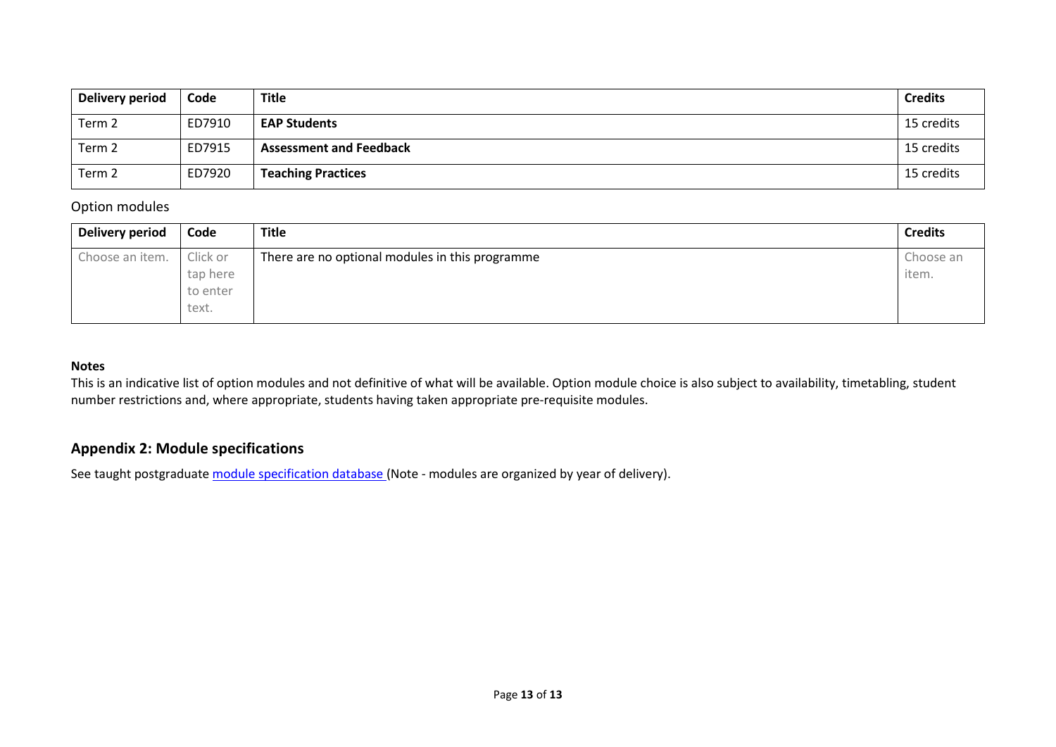| Delivery period | Code | Title | Credits |
| --- | --- | --- | --- |
| Term 2 | ED7910 | **EAP Students** | 15 credits |
| Term 2 | ED7915 | **Assessment and Feedback** | 15 credits |
| Term 2 | ED7920 | **Teaching Practices** | 15 credits |

Option modules

| Delivery period | Code | Title | Credits |
| --- | --- | --- | --- |
| Choose an item. | Click or tap here to enter text. | There are no optional modules in this programme | Choose an item. |

**Notes**

This is an indicative list of option modules and not definitive of what will be available. Option module choice is also subject to availability, timetabling, student number restrictions and, where appropriate, students having taken appropriate pre-requisite modules.

## Appendix 2: Module specifications

See taught postgraduate module specification database (Note - modules are organized by year of delivery).